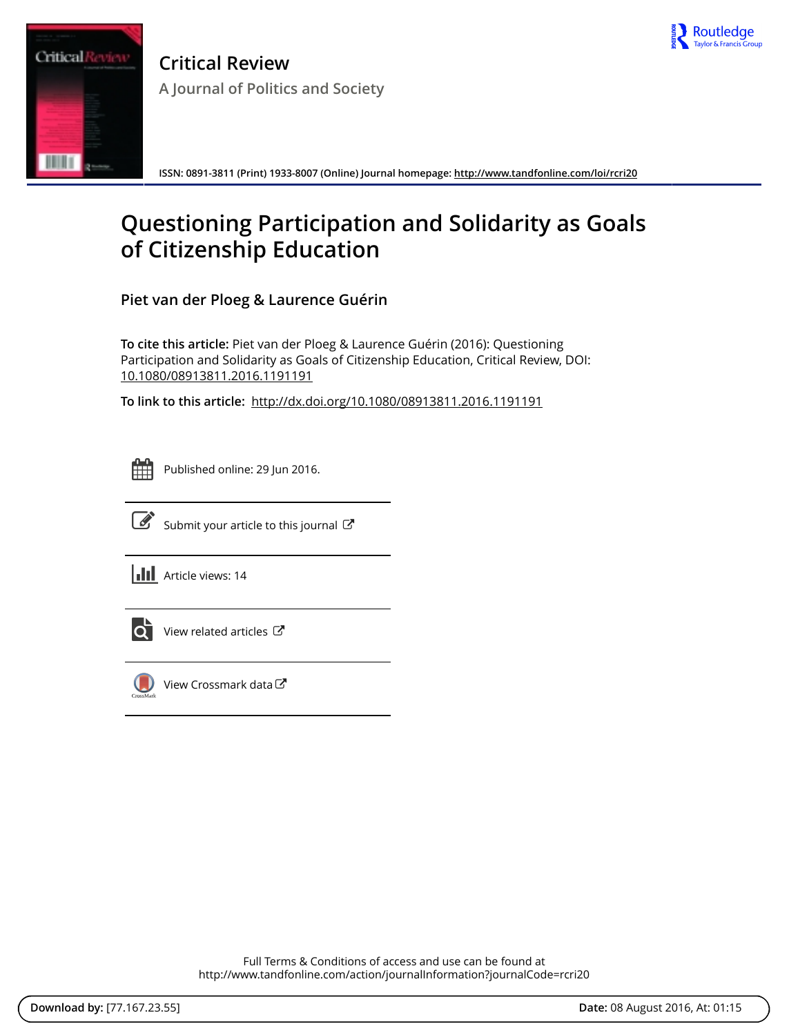# Critical Review

## A Journal of Politics and Society

ISSN: 0891-3811 (Print) 1933-8007 (Online) Journal homepage: http://www.tandfonline.com/loi/rcri20

# Questioning Participation and Solidarity as Goals of Citizenship Education

## Piet van der Ploeg & Laurence Guérin

**To cite this article:** Piet van der Ploeg & Laurence Guérin (2016): Questioning Participation and Solidarity as Goals of Citizenship Education, Critical Review, DOI: 10.1080/08913811.2016.1191191

**To link to this article:** http://dx.doi.org/10.1080/08913811.2016.1191191

Published online: 29 Jun 2016.

Submit your article to this journal

Article views: 14

View related articles

View Crossmark data

Full Terms & Conditions of access and use can be found at
http://www.tandfonline.com/action/journalInformation?journalCode=rcri20

**Download by:** [77.167.23.55] **Date:** 08 August 2016, At: 01:15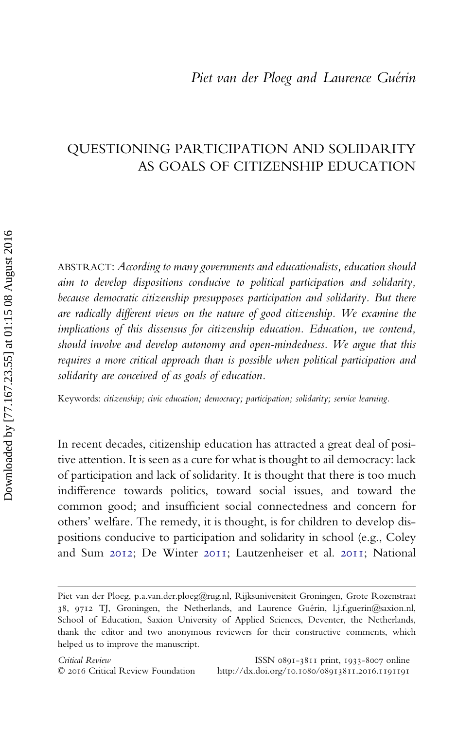Piet van der Ploeg and Laurence Guérin

# QUESTIONING PARTICIPATION AND SOLIDARITY AS GOALS OF CITIZENSHIP EDUCATION

ABSTRACT: *According to many governments and educationalists, education should aim to develop dispositions conducive to political participation and solidarity, because democratic citizenship presupposes participation and solidarity. But there are radically different views on the nature of good citizenship. We examine the implications of this dissensus for citizenship education. Education, we contend, should involve and develop autonomy and open-mindedness. We argue that this requires a more critical approach than is possible when political participation and solidarity are conceived of as goals of education.*

Keywords: *citizenship; civic education; democracy; participation; solidarity; service learning.*

In recent decades, citizenship education has attracted a great deal of positive attention. It is seen as a cure for what is thought to ail democracy: lack of participation and lack of solidarity. It is thought that there is too much indifference towards politics, toward social issues, and toward the common good; and insufficient social connectedness and concern for others' welfare. The remedy, it is thought, is for children to develop dispositions conducive to participation and solidarity in school (e.g., Coley and Sum 2012; De Winter 2011; Lautzenheiser et al. 2011; National

---

Piet van der Ploeg, p.a.van.der.ploeg@rug.nl, Rijksuniversiteit Groningen, Grote Rozenstraat 38, 9712 TJ, Groningen, the Netherlands, and Laurence Guérin, l.j.f.guerin@saxion.nl, School of Education, Saxion University of Applied Sciences, Deventer, the Netherlands, thank the editor and two anonymous reviewers for their constructive comments, which helped us to improve the manuscript.

*Critical Review* ISSN 0891-3811 print, 1933-8007 online
© 2016 Critical Review Foundation http://dx.doi.org/10.1080/08913811.2016.1191191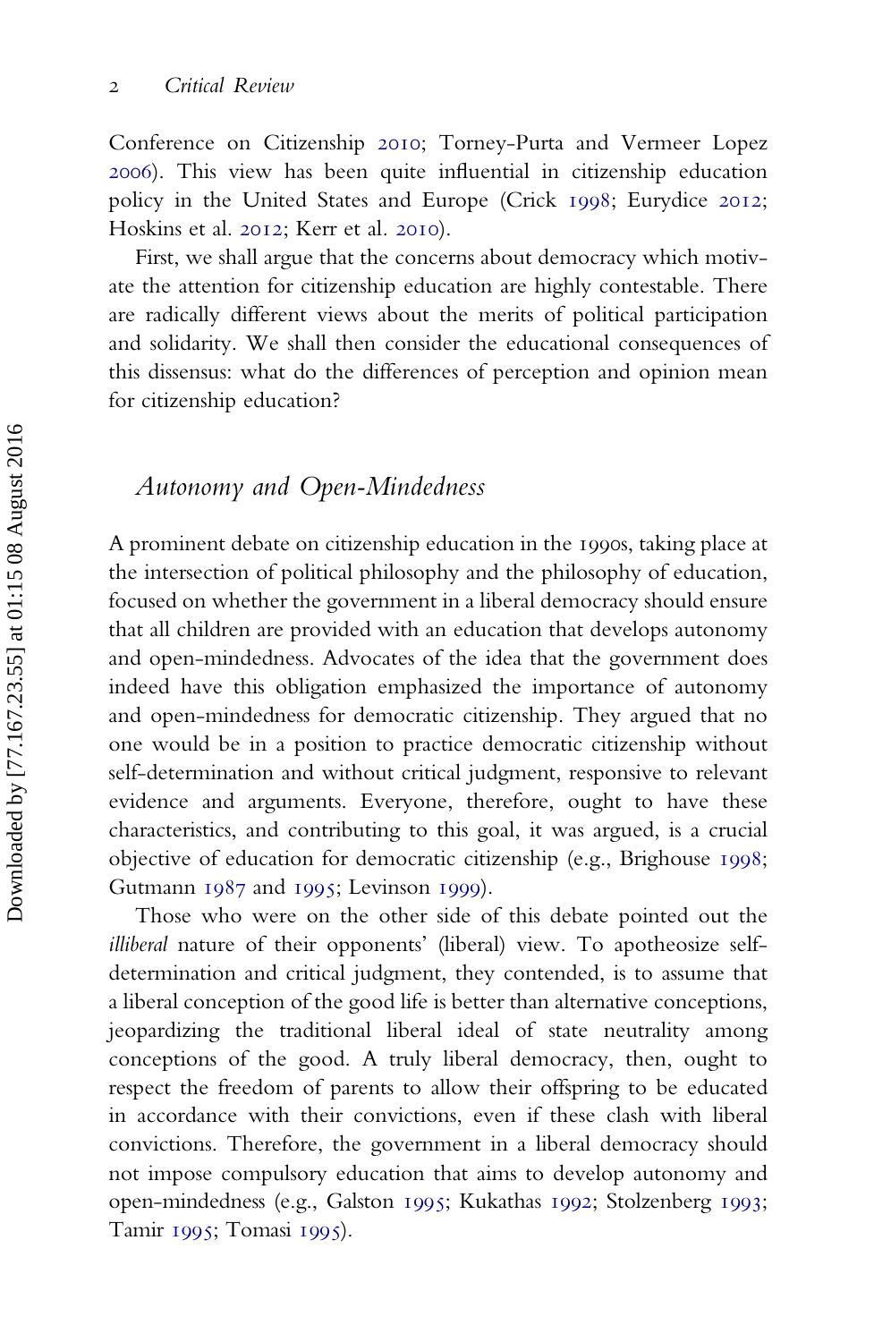Conference on Citizenship 2010; Torney-Purta and Vermeer Lopez 2006). This view has been quite influential in citizenship education policy in the United States and Europe (Crick 1998; Eurydice 2012; Hoskins et al. 2012; Kerr et al. 2010).

First, we shall argue that the concerns about democracy which motivate the attention for citizenship education are highly contestable. There are radically different views about the merits of political participation and solidarity. We shall then consider the educational consequences of this dissensus: what do the differences of perception and opinion mean for citizenship education?

## *Autonomy and Open-Mindedness*

A prominent debate on citizenship education in the 1990s, taking place at the intersection of political philosophy and the philosophy of education, focused on whether the government in a liberal democracy should ensure that all children are provided with an education that develops autonomy and open-mindedness. Advocates of the idea that the government does indeed have this obligation emphasized the importance of autonomy and open-mindedness for democratic citizenship. They argued that no one would be in a position to practice democratic citizenship without self-determination and without critical judgment, responsive to relevant evidence and arguments. Everyone, therefore, ought to have these characteristics, and contributing to this goal, it was argued, is a crucial objective of education for democratic citizenship (e.g., Brighouse 1998; Gutmann 1987 and 1995; Levinson 1999).

Those who were on the other side of this debate pointed out the *illiberal* nature of their opponents' (liberal) view. To apotheosize self-determination and critical judgment, they contended, is to assume that a liberal conception of the good life is better than alternative conceptions, jeopardizing the traditional liberal ideal of state neutrality among conceptions of the good. A truly liberal democracy, then, ought to respect the freedom of parents to allow their offspring to be educated in accordance with their convictions, even if these clash with liberal convictions. Therefore, the government in a liberal democracy should not impose compulsory education that aims to develop autonomy and open-mindedness (e.g., Galston 1995; Kukathas 1992; Stolzenberg 1993; Tamir 1995; Tomasi 1995).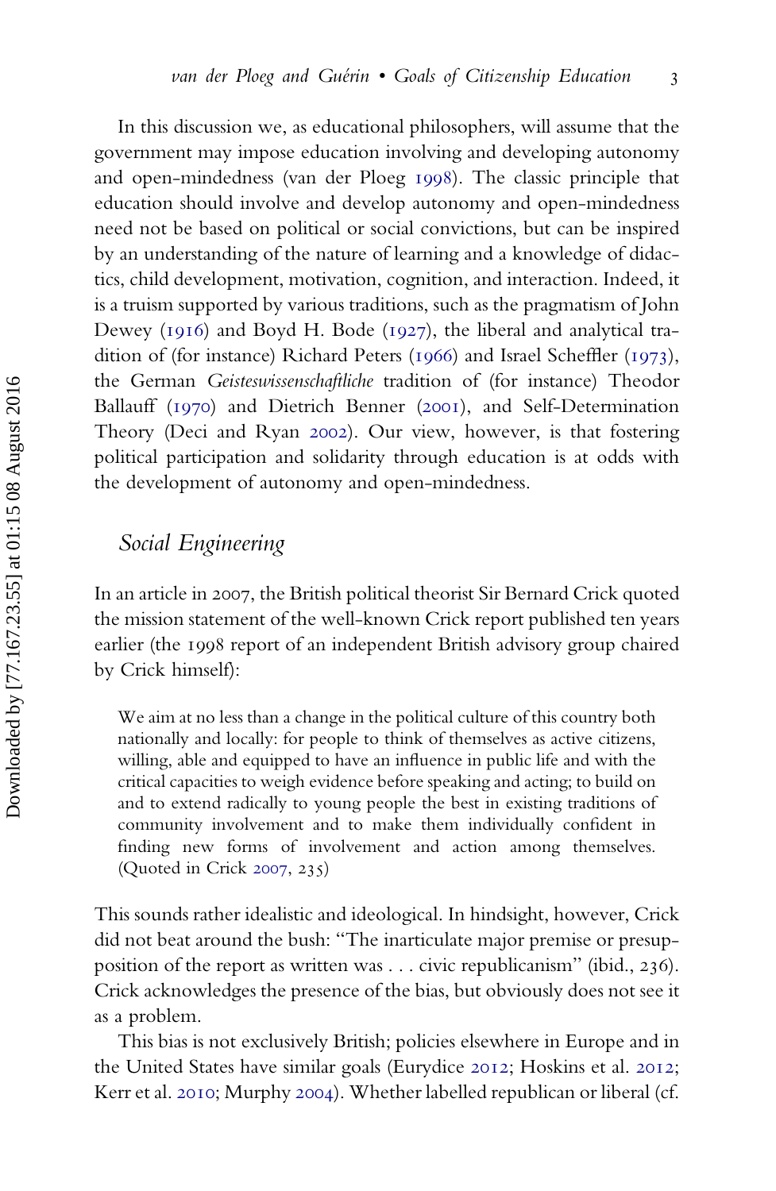In this discussion we, as educational philosophers, will assume that the government may impose education involving and developing autonomy and open-mindedness (van der Ploeg 1998). The classic principle that education should involve and develop autonomy and open-mindedness need not be based on political or social convictions, but can be inspired by an understanding of the nature of learning and a knowledge of didactics, child development, motivation, cognition, and interaction. Indeed, it is a truism supported by various traditions, such as the pragmatism of John Dewey (1916) and Boyd H. Bode (1927), the liberal and analytical tradition of (for instance) Richard Peters (1966) and Israel Scheffler (1973), the German *Geisteswissenschaftliche* tradition of (for instance) Theodor Ballauff (1970) and Dietrich Benner (2001), and Self-Determination Theory (Deci and Ryan 2002). Our view, however, is that fostering political participation and solidarity through education is at odds with the development of autonomy and open-mindedness.

## *Social Engineering*

In an article in 2007, the British political theorist Sir Bernard Crick quoted the mission statement of the well-known Crick report published ten years earlier (the 1998 report of an independent British advisory group chaired by Crick himself):

> We aim at no less than a change in the political culture of this country both nationally and locally: for people to think of themselves as active citizens, willing, able and equipped to have an influence in public life and with the critical capacities to weigh evidence before speaking and acting; to build on and to extend radically to young people the best in existing traditions of community involvement and to make them individually confident in finding new forms of involvement and action among themselves. (Quoted in Crick 2007, 235)

This sounds rather idealistic and ideological. In hindsight, however, Crick did not beat around the bush: "The inarticulate major premise or presupposition of the report as written was . . . civic republicanism" (ibid., 236). Crick acknowledges the presence of the bias, but obviously does not see it as a problem.

This bias is not exclusively British; policies elsewhere in Europe and in the United States have similar goals (Eurydice 2012; Hoskins et al. 2012; Kerr et al. 2010; Murphy 2004). Whether labelled republican or liberal (cf.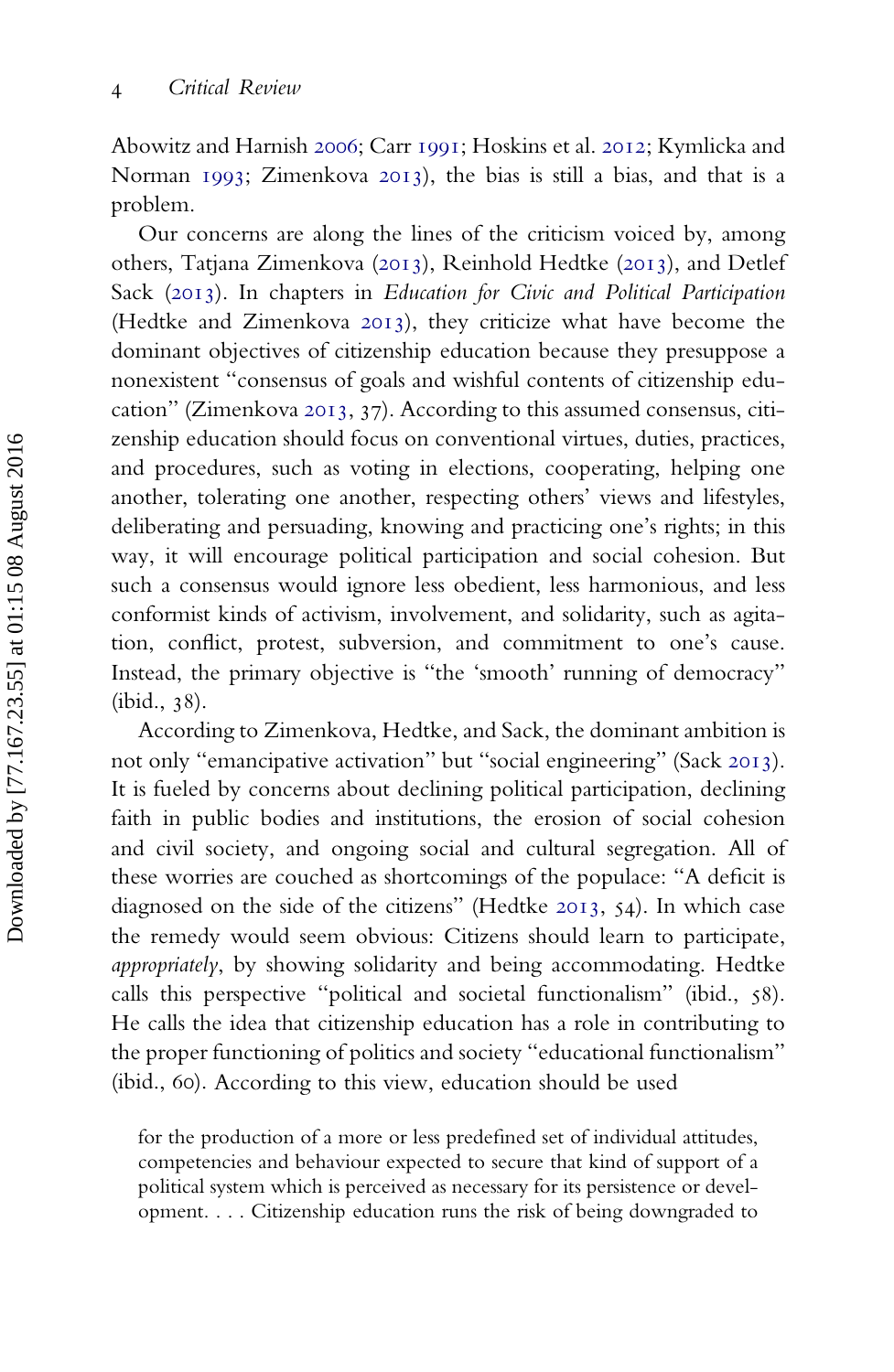Abowitz and Harnish 2006; Carr 1991; Hoskins et al. 2012; Kymlicka and Norman 1993; Zimenkova 2013), the bias is still a bias, and that is a problem.

Our concerns are along the lines of the criticism voiced by, among others, Tatjana Zimenkova (2013), Reinhold Hedtke (2013), and Detlef Sack (2013). In chapters in *Education for Civic and Political Participation* (Hedtke and Zimenkova 2013), they criticize what have become the dominant objectives of citizenship education because they presuppose a nonexistent "consensus of goals and wishful contents of citizenship education" (Zimenkova 2013, 37). According to this assumed consensus, citizenship education should focus on conventional virtues, duties, practices, and procedures, such as voting in elections, cooperating, helping one another, tolerating one another, respecting others' views and lifestyles, deliberating and persuading, knowing and practicing one's rights; in this way, it will encourage political participation and social cohesion. But such a consensus would ignore less obedient, less harmonious, and less conformist kinds of activism, involvement, and solidarity, such as agitation, conflict, protest, subversion, and commitment to one's cause. Instead, the primary objective is "the 'smooth' running of democracy" (ibid., 38).

According to Zimenkova, Hedtke, and Sack, the dominant ambition is not only "emancipative activation" but "social engineering" (Sack 2013). It is fueled by concerns about declining political participation, declining faith in public bodies and institutions, the erosion of social cohesion and civil society, and ongoing social and cultural segregation. All of these worries are couched as shortcomings of the populace: "A deficit is diagnosed on the side of the citizens" (Hedtke 2013, 54). In which case the remedy would seem obvious: Citizens should learn to participate, *appropriately*, by showing solidarity and being accommodating. Hedtke calls this perspective "political and societal functionalism" (ibid., 58). He calls the idea that citizenship education has a role in contributing to the proper functioning of politics and society "educational functionalism" (ibid., 60). According to this view, education should be used

> for the production of a more or less predefined set of individual attitudes, competencies and behaviour expected to secure that kind of support of a political system which is perceived as necessary for its persistence or development. . . . Citizenship education runs the risk of being downgraded to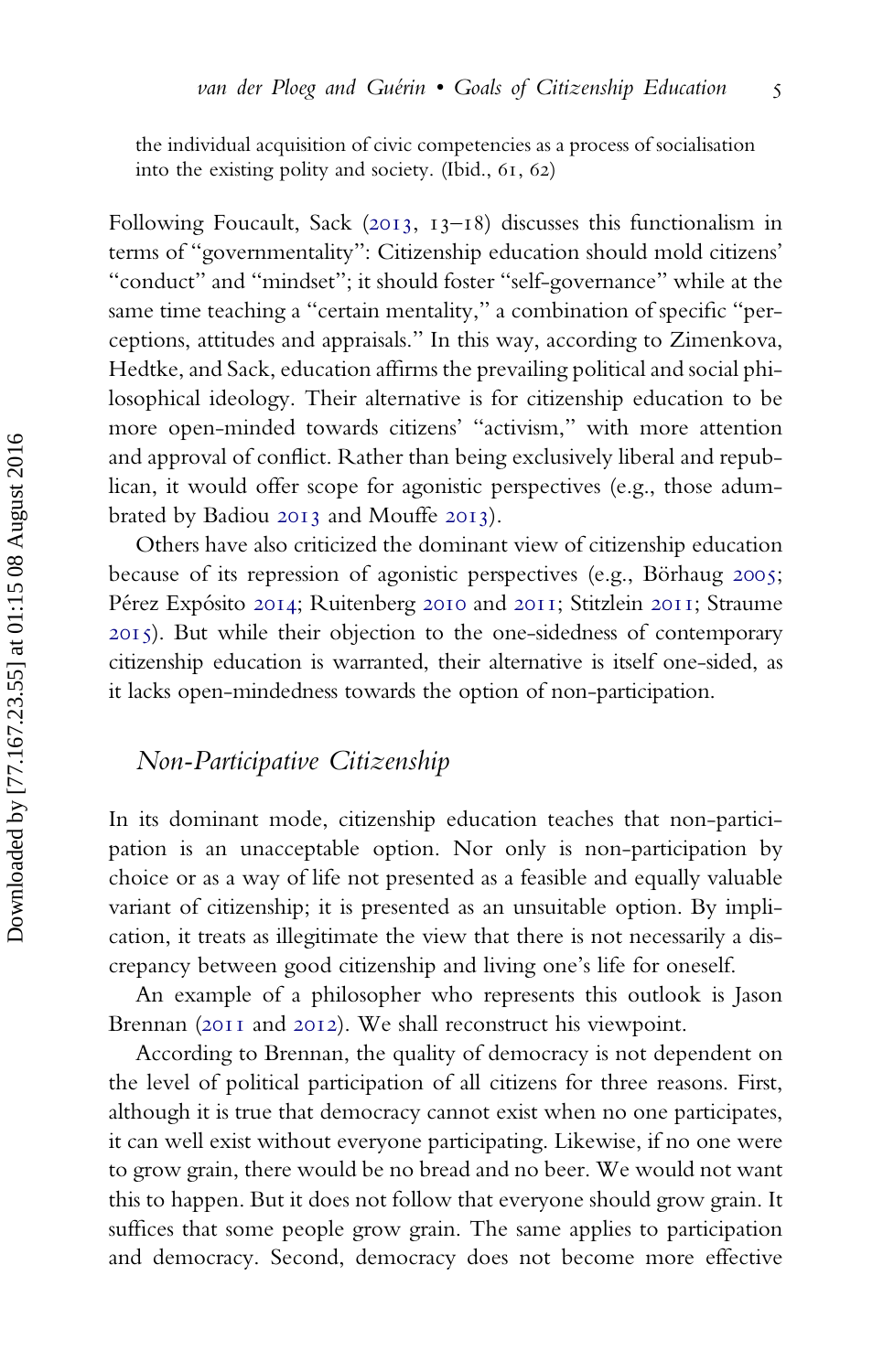the individual acquisition of civic competencies as a process of socialisation into the existing polity and society. (Ibid., 61, 62)

Following Foucault, Sack (2013, 13–18) discusses this functionalism in terms of "governmentality": Citizenship education should mold citizens' "conduct" and "mindset"; it should foster "self-governance" while at the same time teaching a "certain mentality," a combination of specific "perceptions, attitudes and appraisals." In this way, according to Zimenkova, Hedtke, and Sack, education affirms the prevailing political and social philosophical ideology. Their alternative is for citizenship education to be more open-minded towards citizens' "activism," with more attention and approval of conflict. Rather than being exclusively liberal and republican, it would offer scope for agonistic perspectives (e.g., those adumbrated by Badiou 2013 and Mouffe 2013).

Others have also criticized the dominant view of citizenship education because of its repression of agonistic perspectives (e.g., Börhaug 2005; Pérez Expósito 2014; Ruitenberg 2010 and 2011; Stitzlein 2011; Straume 2015). But while their objection to the one-sidedness of contemporary citizenship education is warranted, their alternative is itself one-sided, as it lacks open-mindedness towards the option of non-participation.

## Non-Participative Citizenship

In its dominant mode, citizenship education teaches that non-participation is an unacceptable option. Nor only is non-participation by choice or as a way of life not presented as a feasible and equally valuable variant of citizenship; it is presented as an unsuitable option. By implication, it treats as illegitimate the view that there is not necessarily a discrepancy between good citizenship and living one's life for oneself.

An example of a philosopher who represents this outlook is Jason Brennan (2011 and 2012). We shall reconstruct his viewpoint.

According to Brennan, the quality of democracy is not dependent on the level of political participation of all citizens for three reasons. First, although it is true that democracy cannot exist when no one participates, it can well exist without everyone participating. Likewise, if no one were to grow grain, there would be no bread and no beer. We would not want this to happen. But it does not follow that everyone should grow grain. It suffices that some people grow grain. The same applies to participation and democracy. Second, democracy does not become more effective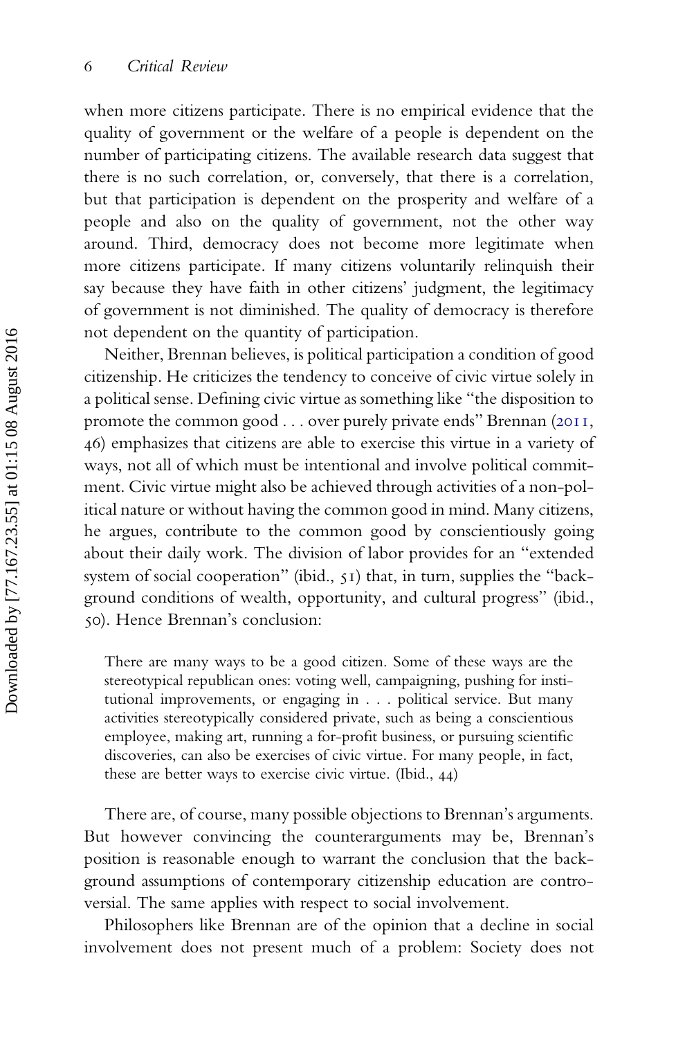when more citizens participate. There is no empirical evidence that the quality of government or the welfare of a people is dependent on the number of participating citizens. The available research data suggest that there is no such correlation, or, conversely, that there is a correlation, but that participation is dependent on the prosperity and welfare of a people and also on the quality of government, not the other way around. Third, democracy does not become more legitimate when more citizens participate. If many citizens voluntarily relinquish their say because they have faith in other citizens' judgment, the legitimacy of government is not diminished. The quality of democracy is therefore not dependent on the quantity of participation.

Neither, Brennan believes, is political participation a condition of good citizenship. He criticizes the tendency to conceive of civic virtue solely in a political sense. Defining civic virtue as something like "the disposition to promote the common good . . . over purely private ends" Brennan (2011, 46) emphasizes that citizens are able to exercise this virtue in a variety of ways, not all of which must be intentional and involve political commitment. Civic virtue might also be achieved through activities of a non-political nature or without having the common good in mind. Many citizens, he argues, contribute to the common good by conscientiously going about their daily work. The division of labor provides for an "extended system of social cooperation" (ibid., 51) that, in turn, supplies the "background conditions of wealth, opportunity, and cultural progress" (ibid., 50). Hence Brennan's conclusion:

> There are many ways to be a good citizen. Some of these ways are the stereotypical republican ones: voting well, campaigning, pushing for institutional improvements, or engaging in . . . political service. But many activities stereotypically considered private, such as being a conscientious employee, making art, running a for-profit business, or pursuing scientific discoveries, can also be exercises of civic virtue. For many people, in fact, these are better ways to exercise civic virtue. (Ibid., 44)

There are, of course, many possible objections to Brennan's arguments. But however convincing the counterarguments may be, Brennan's position is reasonable enough to warrant the conclusion that the background assumptions of contemporary citizenship education are controversial. The same applies with respect to social involvement.

Philosophers like Brennan are of the opinion that a decline in social involvement does not present much of a problem: Society does not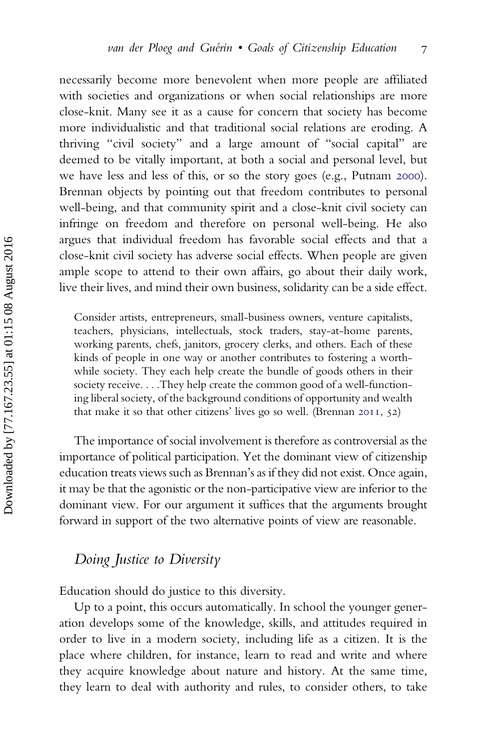necessarily become more benevolent when more people are affiliated with societies and organizations or when social relationships are more close-knit. Many see it as a cause for concern that society has become more individualistic and that traditional social relations are eroding. A thriving "civil society" and a large amount of "social capital" are deemed to be vitally important, at both a social and personal level, but we have less and less of this, or so the story goes (e.g., Putnam 2000). Brennan objects by pointing out that freedom contributes to personal well-being, and that community spirit and a close-knit civil society can infringe on freedom and therefore on personal well-being. He also argues that individual freedom has favorable social effects and that a close-knit civil society has adverse social effects. When people are given ample scope to attend to their own affairs, go about their daily work, live their lives, and mind their own business, solidarity can be a side effect.

> Consider artists, entrepreneurs, small-business owners, venture capitalists, teachers, physicians, intellectuals, stock traders, stay-at-home parents, working parents, chefs, janitors, grocery clerks, and others. Each of these kinds of people in one way or another contributes to fostering a worthwhile society. They each help create the bundle of goods others in their society receive. . . .They help create the common good of a well-functioning liberal society, of the background conditions of opportunity and wealth that make it so that other citizens' lives go so well. (Brennan 2011, 52)

The importance of social involvement is therefore as controversial as the importance of political participation. Yet the dominant view of citizenship education treats views such as Brennan's as if they did not exist. Once again, it may be that the agonistic or the non-participative view are inferior to the dominant view. For our argument it suffices that the arguments brought forward in support of the two alternative points of view are reasonable.

## *Doing Justice to Diversity*

Education should do justice to this diversity.

Up to a point, this occurs automatically. In school the younger generation develops some of the knowledge, skills, and attitudes required in order to live in a modern society, including life as a citizen. It is the place where children, for instance, learn to read and write and where they acquire knowledge about nature and history. At the same time, they learn to deal with authority and rules, to consider others, to take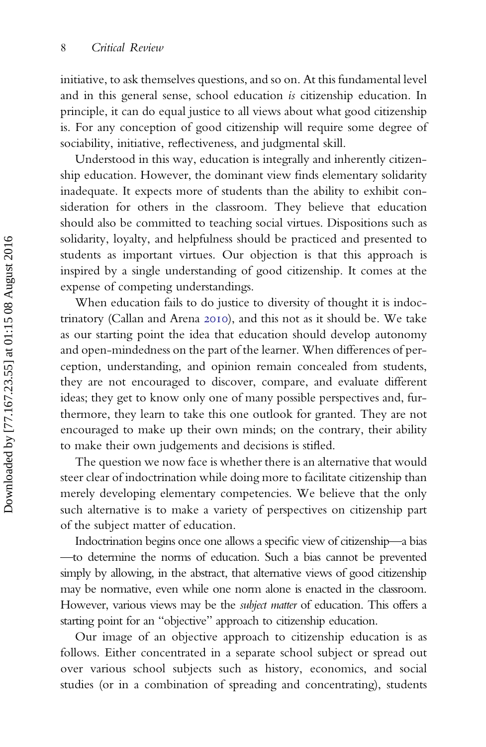initiative, to ask themselves questions, and so on. At this fundamental level and in this general sense, school education *is* citizenship education. In principle, it can do equal justice to all views about what good citizenship is. For any conception of good citizenship will require some degree of sociability, initiative, reflectiveness, and judgmental skill.

Understood in this way, education is integrally and inherently citizenship education. However, the dominant view finds elementary solidarity inadequate. It expects more of students than the ability to exhibit consideration for others in the classroom. They believe that education should also be committed to teaching social virtues. Dispositions such as solidarity, loyalty, and helpfulness should be practiced and presented to students as important virtues. Our objection is that this approach is inspired by a single understanding of good citizenship. It comes at the expense of competing understandings.

When education fails to do justice to diversity of thought it is indoctrinatory (Callan and Arena 2010), and this not as it should be. We take as our starting point the idea that education should develop autonomy and open-mindedness on the part of the learner. When differences of perception, understanding, and opinion remain concealed from students, they are not encouraged to discover, compare, and evaluate different ideas; they get to know only one of many possible perspectives and, furthermore, they learn to take this one outlook for granted. They are not encouraged to make up their own minds; on the contrary, their ability to make their own judgements and decisions is stifled.

The question we now face is whether there is an alternative that would steer clear of indoctrination while doing more to facilitate citizenship than merely developing elementary competencies. We believe that the only such alternative is to make a variety of perspectives on citizenship part of the subject matter of education.

Indoctrination begins once one allows a specific view of citizenship—a bias—to determine the norms of education. Such a bias cannot be prevented simply by allowing, in the abstract, that alternative views of good citizenship may be normative, even while one norm alone is enacted in the classroom. However, various views may be the *subject matter* of education. This offers a starting point for an "objective" approach to citizenship education.

Our image of an objective approach to citizenship education is as follows. Either concentrated in a separate school subject or spread out over various school subjects such as history, economics, and social studies (or in a combination of spreading and concentrating), students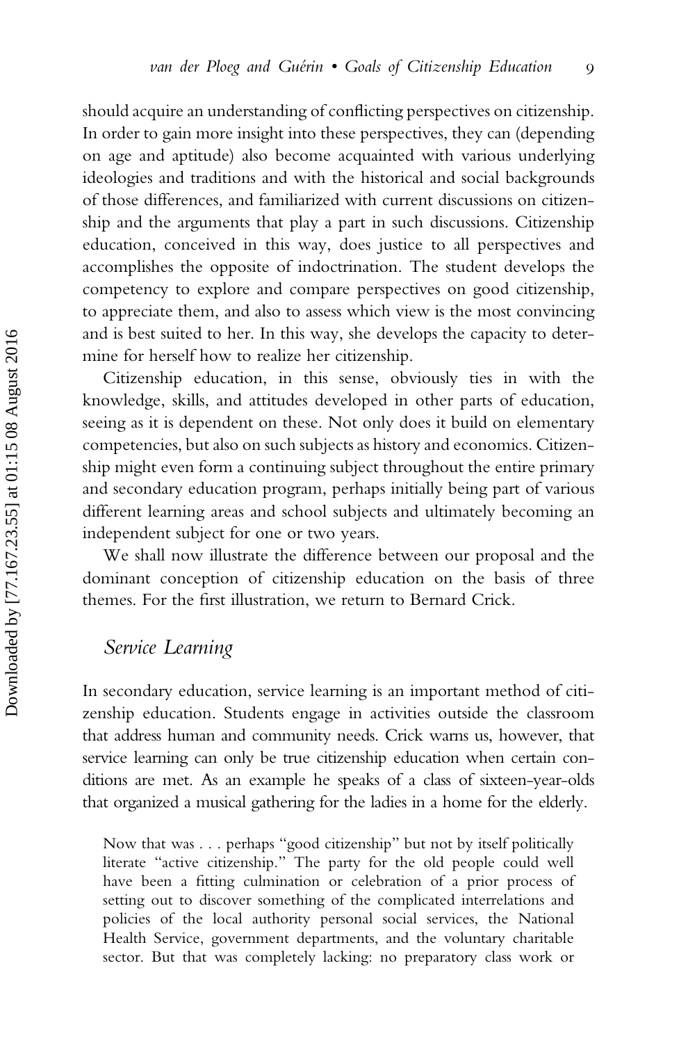should acquire an understanding of conflicting perspectives on citizenship. In order to gain more insight into these perspectives, they can (depending on age and aptitude) also become acquainted with various underlying ideologies and traditions and with the historical and social backgrounds of those differences, and familiarized with current discussions on citizenship and the arguments that play a part in such discussions. Citizenship education, conceived in this way, does justice to all perspectives and accomplishes the opposite of indoctrination. The student develops the competency to explore and compare perspectives on good citizenship, to appreciate them, and also to assess which view is the most convincing and is best suited to her. In this way, she develops the capacity to determine for herself how to realize her citizenship.

Citizenship education, in this sense, obviously ties in with the knowledge, skills, and attitudes developed in other parts of education, seeing as it is dependent on these. Not only does it build on elementary competencies, but also on such subjects as history and economics. Citizenship might even form a continuing subject throughout the entire primary and secondary education program, perhaps initially being part of various different learning areas and school subjects and ultimately becoming an independent subject for one or two years.

We shall now illustrate the difference between our proposal and the dominant conception of citizenship education on the basis of three themes. For the first illustration, we return to Bernard Crick.

## *Service Learning*

In secondary education, service learning is an important method of citizenship education. Students engage in activities outside the classroom that address human and community needs. Crick warns us, however, that service learning can only be true citizenship education when certain conditions are met. As an example he speaks of a class of sixteen-year-olds that organized a musical gathering for the ladies in a home for the elderly.

> Now that was . . . perhaps "good citizenship" but not by itself politically literate "active citizenship." The party for the old people could well have been a fitting culmination or celebration of a prior process of setting out to discover something of the complicated interrelations and policies of the local authority personal social services, the National Health Service, government departments, and the voluntary charitable sector. But that was completely lacking: no preparatory class work or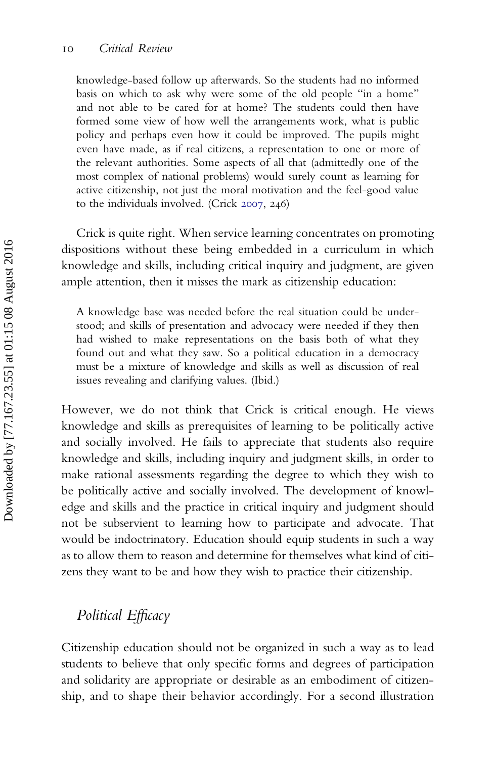> knowledge-based follow up afterwards. So the students had no informed basis on which to ask why were some of the old people "in a home" and not able to be cared for at home? The students could then have formed some view of how well the arrangements work, what is public policy and perhaps even how it could be improved. The pupils might even have made, as if real citizens, a representation to one or more of the relevant authorities. Some aspects of all that (admittedly one of the most complex of national problems) would surely count as learning for active citizenship, not just the moral motivation and the feel-good value to the individuals involved. (Crick 2007, 246)

Crick is quite right. When service learning concentrates on promoting dispositions without these being embedded in a curriculum in which knowledge and skills, including critical inquiry and judgment, are given ample attention, then it misses the mark as citizenship education:

> A knowledge base was needed before the real situation could be understood; and skills of presentation and advocacy were needed if they then had wished to make representations on the basis both of what they found out and what they saw. So a political education in a democracy must be a mixture of knowledge and skills as well as discussion of real issues revealing and clarifying values. (Ibid.)

However, we do not think that Crick is critical enough. He views knowledge and skills as prerequisites of learning to be politically active and socially involved. He fails to appreciate that students also require knowledge and skills, including inquiry and judgment skills, in order to make rational assessments regarding the degree to which they wish to be politically active and socially involved. The development of knowledge and skills and the practice in critical inquiry and judgment should not be subservient to learning how to participate and advocate. That would be indoctrinatory. Education should equip students in such a way as to allow them to reason and determine for themselves what kind of citizens they want to be and how they wish to practice their citizenship.

## *Political Efficacy*

Citizenship education should not be organized in such a way as to lead students to believe that only specific forms and degrees of participation and solidarity are appropriate or desirable as an embodiment of citizenship, and to shape their behavior accordingly. For a second illustration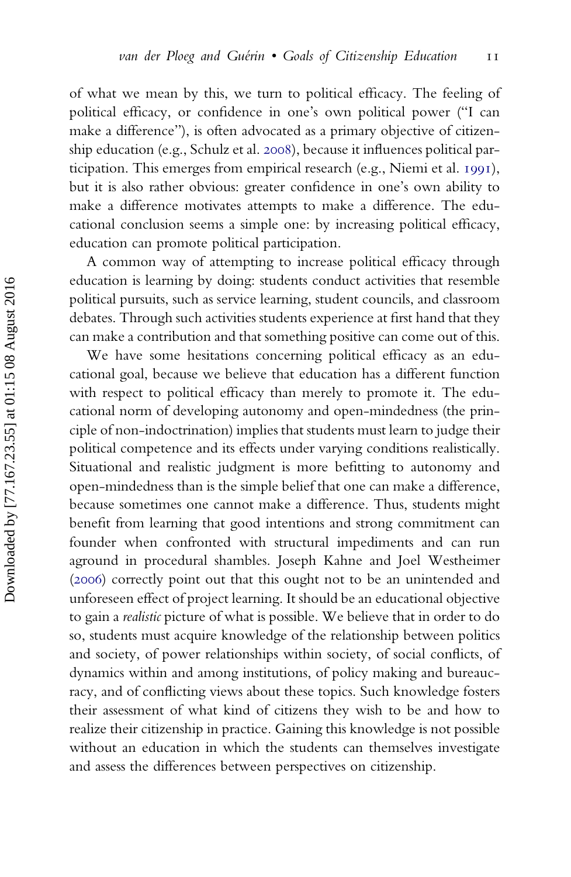of what we mean by this, we turn to political efficacy. The feeling of political efficacy, or confidence in one's own political power ("I can make a difference"), is often advocated as a primary objective of citizenship education (e.g., Schulz et al. 2008), because it influences political participation. This emerges from empirical research (e.g., Niemi et al. 1991), but it is also rather obvious: greater confidence in one's own ability to make a difference motivates attempts to make a difference. The educational conclusion seems a simple one: by increasing political efficacy, education can promote political participation.

A common way of attempting to increase political efficacy through education is learning by doing: students conduct activities that resemble political pursuits, such as service learning, student councils, and classroom debates. Through such activities students experience at first hand that they can make a contribution and that something positive can come out of this.

We have some hesitations concerning political efficacy as an educational goal, because we believe that education has a different function with respect to political efficacy than merely to promote it. The educational norm of developing autonomy and open-mindedness (the principle of non-indoctrination) implies that students must learn to judge their political competence and its effects under varying conditions realistically. Situational and realistic judgment is more befitting to autonomy and open-mindedness than is the simple belief that one can make a difference, because sometimes one cannot make a difference. Thus, students might benefit from learning that good intentions and strong commitment can founder when confronted with structural impediments and can run aground in procedural shambles. Joseph Kahne and Joel Westheimer (2006) correctly point out that this ought not to be an unintended and unforeseen effect of project learning. It should be an educational objective to gain a *realistic* picture of what is possible. We believe that in order to do so, students must acquire knowledge of the relationship between politics and society, of power relationships within society, of social conflicts, of dynamics within and among institutions, of policy making and bureaucracy, and of conflicting views about these topics. Such knowledge fosters their assessment of what kind of citizens they wish to be and how to realize their citizenship in practice. Gaining this knowledge is not possible without an education in which the students can themselves investigate and assess the differences between perspectives on citizenship.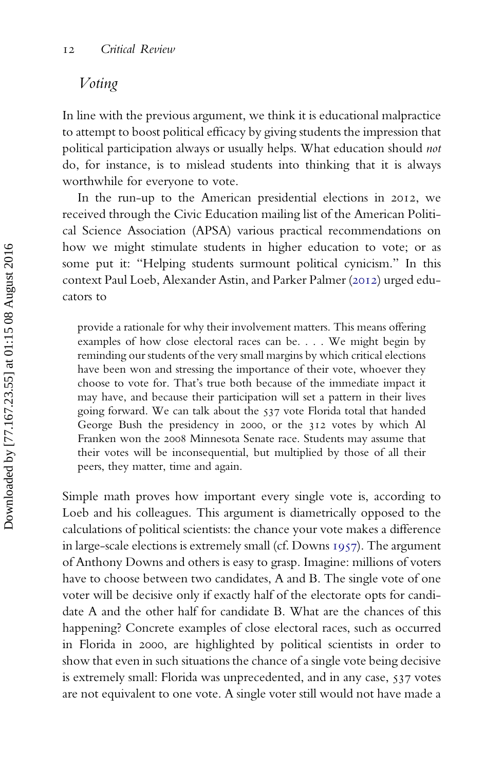## *Voting*

In line with the previous argument, we think it is educational malpractice to attempt to boost political efficacy by giving students the impression that political participation always or usually helps. What education should *not* do, for instance, is to mislead students into thinking that it is always worthwhile for everyone to vote.

In the run-up to the American presidential elections in 2012, we received through the Civic Education mailing list of the American Political Science Association (APSA) various practical recommendations on how we might stimulate students in higher education to vote; or as some put it: "Helping students surmount political cynicism." In this context Paul Loeb, Alexander Astin, and Parker Palmer (2012) urged educators to

> provide a rationale for why their involvement matters. This means offering examples of how close electoral races can be. . . . We might begin by reminding our students of the very small margins by which critical elections have been won and stressing the importance of their vote, whoever they choose to vote for. That's true both because of the immediate impact it may have, and because their participation will set a pattern in their lives going forward. We can talk about the 537 vote Florida total that handed George Bush the presidency in 2000, or the 312 votes by which Al Franken won the 2008 Minnesota Senate race. Students may assume that their votes will be inconsequential, but multiplied by those of all their peers, they matter, time and again.

Simple math proves how important every single vote is, according to Loeb and his colleagues. This argument is diametrically opposed to the calculations of political scientists: the chance your vote makes a difference in large-scale elections is extremely small (cf. Downs 1957). The argument of Anthony Downs and others is easy to grasp. Imagine: millions of voters have to choose between two candidates, A and B. The single vote of one voter will be decisive only if exactly half of the electorate opts for candidate A and the other half for candidate B. What are the chances of this happening? Concrete examples of close electoral races, such as occurred in Florida in 2000, are highlighted by political scientists in order to show that even in such situations the chance of a single vote being decisive is extremely small: Florida was unprecedented, and in any case, 537 votes are not equivalent to one vote. A single voter still would not have made a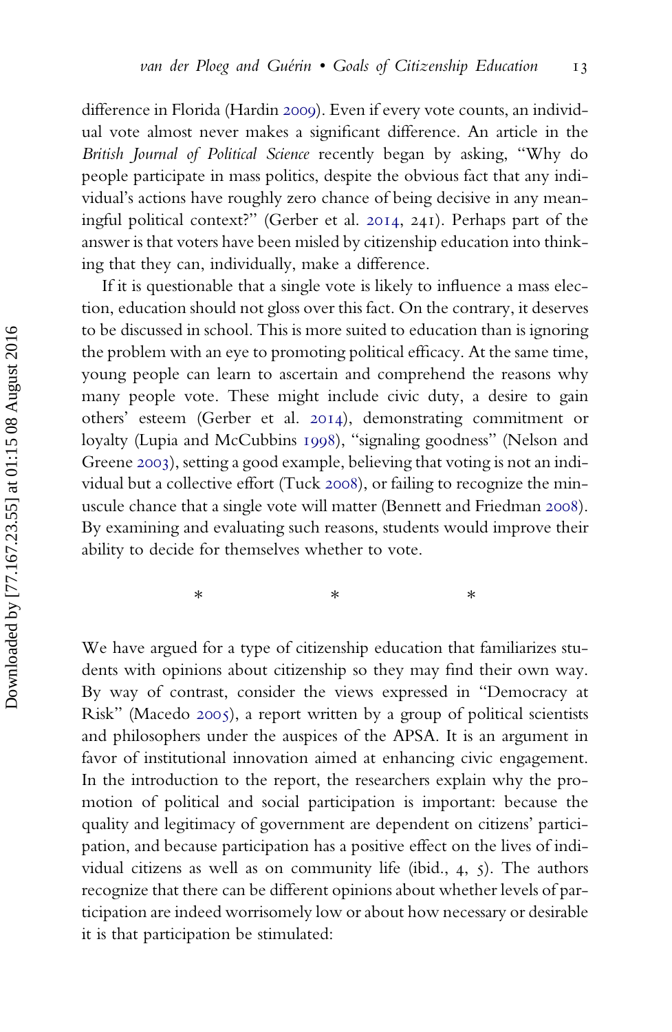difference in Florida (Hardin 2009). Even if every vote counts, an individual vote almost never makes a significant difference. An article in the *British Journal of Political Science* recently began by asking, "Why do people participate in mass politics, despite the obvious fact that any individual's actions have roughly zero chance of being decisive in any meaningful political context?" (Gerber et al. 2014, 241). Perhaps part of the answer is that voters have been misled by citizenship education into thinking that they can, individually, make a difference.

If it is questionable that a single vote is likely to influence a mass election, education should not gloss over this fact. On the contrary, it deserves to be discussed in school. This is more suited to education than is ignoring the problem with an eye to promoting political efficacy. At the same time, young people can learn to ascertain and comprehend the reasons why many people vote. These might include civic duty, a desire to gain others' esteem (Gerber et al. 2014), demonstrating commitment or loyalty (Lupia and McCubbins 1998), "signaling goodness" (Nelson and Greene 2003), setting a good example, believing that voting is not an individual but a collective effort (Tuck 2008), or failing to recognize the minuscule chance that a single vote will matter (Bennett and Friedman 2008). By examining and evaluating such reasons, students would improve their ability to decide for themselves whether to vote.

\* \* \*

We have argued for a type of citizenship education that familiarizes students with opinions about citizenship so they may find their own way. By way of contrast, consider the views expressed in "Democracy at Risk" (Macedo 2005), a report written by a group of political scientists and philosophers under the auspices of the APSA. It is an argument in favor of institutional innovation aimed at enhancing civic engagement. In the introduction to the report, the researchers explain why the promotion of political and social participation is important: because the quality and legitimacy of government are dependent on citizens' participation, and because participation has a positive effect on the lives of individual citizens as well as on community life (ibid., 4, 5). The authors recognize that there can be different opinions about whether levels of participation are indeed worrisomely low or about how necessary or desirable it is that participation be stimulated: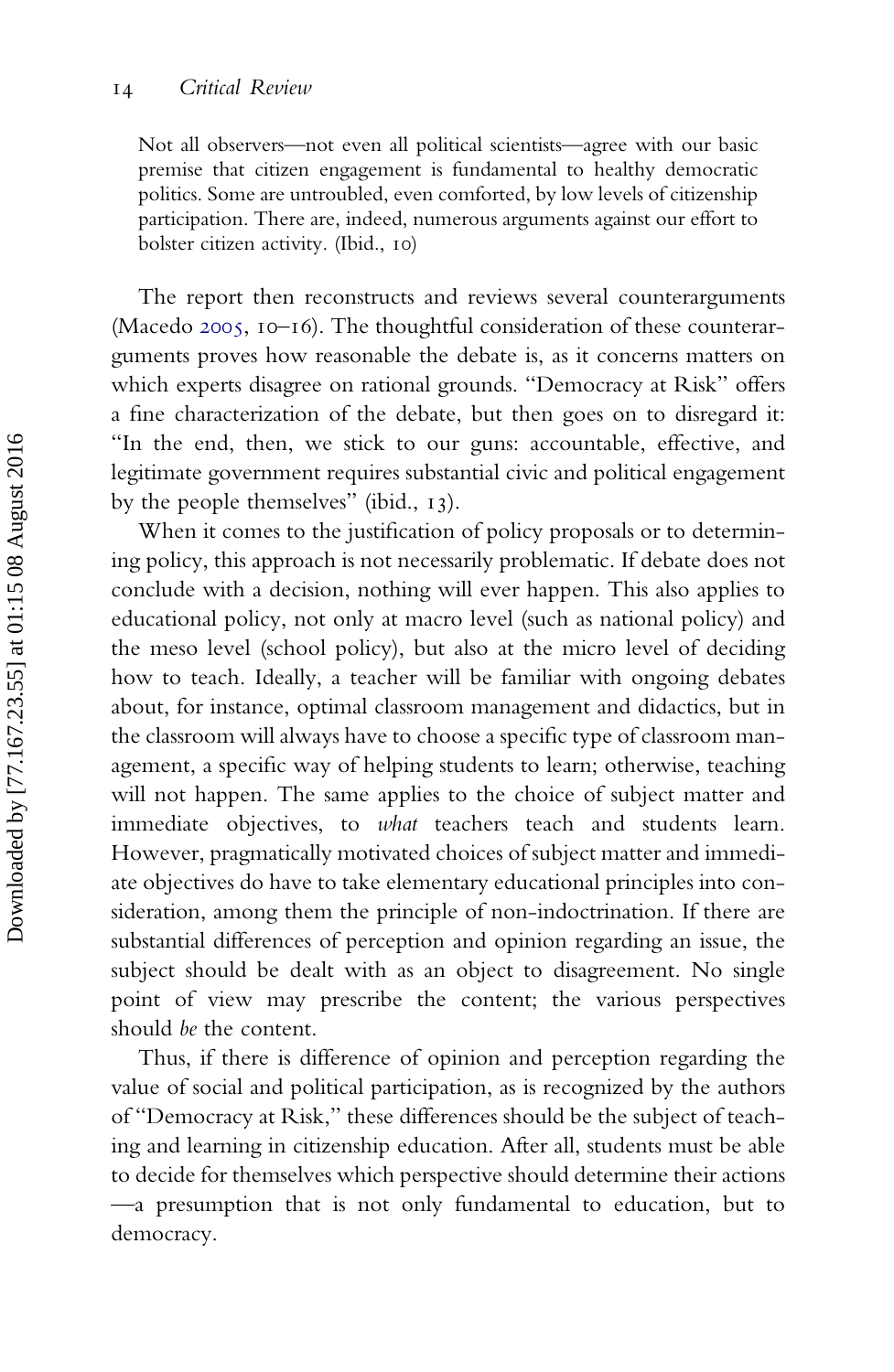> Not all observers—not even all political scientists—agree with our basic premise that citizen engagement is fundamental to healthy democratic politics. Some are untroubled, even comforted, by low levels of citizenship participation. There are, indeed, numerous arguments against our effort to bolster citizen activity. (Ibid., 10)

The report then reconstructs and reviews several counterarguments (Macedo 2005, 10–16). The thoughtful consideration of these counterarguments proves how reasonable the debate is, as it concerns matters on which experts disagree on rational grounds. "Democracy at Risk" offers a fine characterization of the debate, but then goes on to disregard it: "In the end, then, we stick to our guns: accountable, effective, and legitimate government requires substantial civic and political engagement by the people themselves" (ibid., 13).

When it comes to the justification of policy proposals or to determining policy, this approach is not necessarily problematic. If debate does not conclude with a decision, nothing will ever happen. This also applies to educational policy, not only at macro level (such as national policy) and the meso level (school policy), but also at the micro level of deciding how to teach. Ideally, a teacher will be familiar with ongoing debates about, for instance, optimal classroom management and didactics, but in the classroom will always have to choose a specific type of classroom management, a specific way of helping students to learn; otherwise, teaching will not happen. The same applies to the choice of subject matter and immediate objectives, to *what* teachers teach and students learn. However, pragmatically motivated choices of subject matter and immediate objectives do have to take elementary educational principles into consideration, among them the principle of non-indoctrination. If there are substantial differences of perception and opinion regarding an issue, the subject should be dealt with as an object to disagreement. No single point of view may prescribe the content; the various perspectives should *be* the content.

Thus, if there is difference of opinion and perception regarding the value of social and political participation, as is recognized by the authors of "Democracy at Risk," these differences should be the subject of teaching and learning in citizenship education. After all, students must be able to decide for themselves which perspective should determine their actions —a presumption that is not only fundamental to education, but to democracy.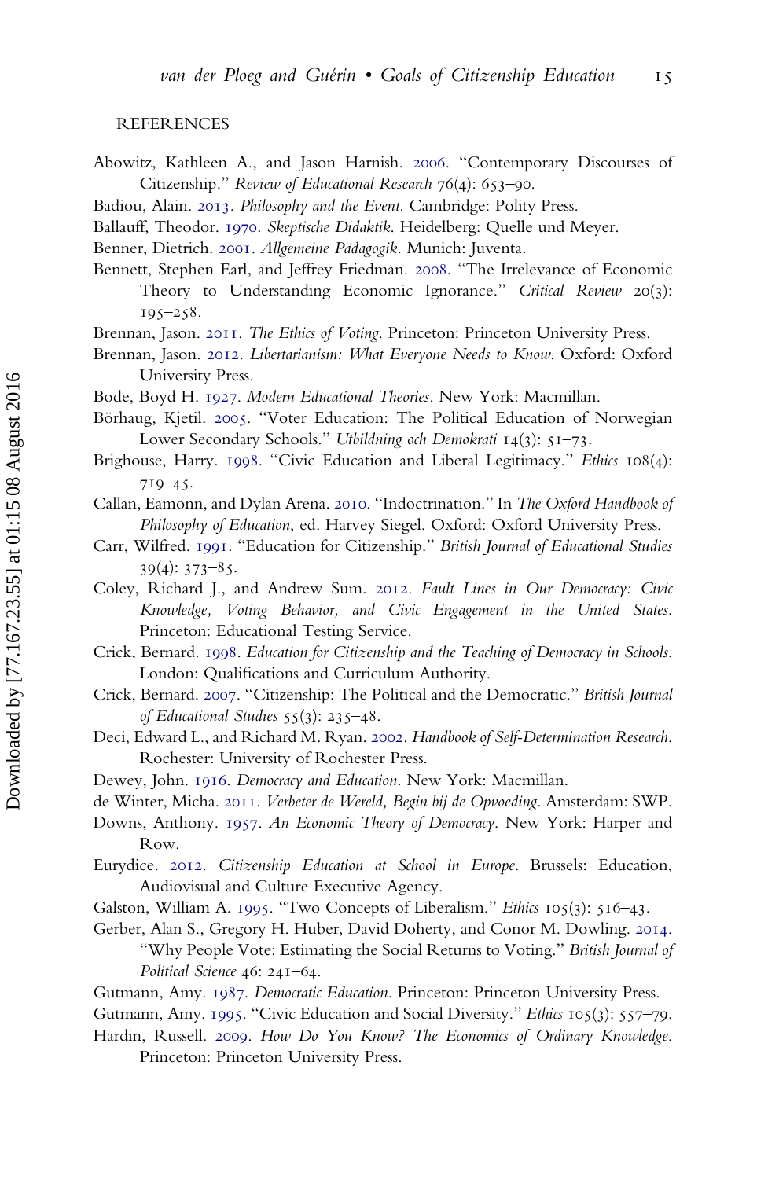## REFERENCES

Abowitz, Kathleen A., and Jason Harnish. 2006. "Contemporary Discourses of Citizenship." *Review of Educational Research* 76(4): 653–90.

Badiou, Alain. 2013. *Philosophy and the Event*. Cambridge: Polity Press.

Ballauff, Theodor. 1970. *Skeptische Didaktik*. Heidelberg: Quelle und Meyer.

Benner, Dietrich. 2001. *Allgemeine Pädagogik*. Munich: Juventa.

Bennett, Stephen Earl, and Jeffrey Friedman. 2008. "The Irrelevance of Economic Theory to Understanding Economic Ignorance." *Critical Review* 20(3): 195–258.

Brennan, Jason. 2011. *The Ethics of Voting*. Princeton: Princeton University Press.

Brennan, Jason. 2012. *Libertarianism: What Everyone Needs to Know*. Oxford: Oxford University Press.

Bode, Boyd H. 1927. *Modern Educational Theories*. New York: Macmillan.

Börhaug, Kjetil. 2005. "Voter Education: The Political Education of Norwegian Lower Secondary Schools." *Utbildning och Demokrati* 14(3): 51–73.

Brighouse, Harry. 1998. "Civic Education and Liberal Legitimacy." *Ethics* 108(4): 719–45.

Callan, Eamonn, and Dylan Arena. 2010. "Indoctrination." In *The Oxford Handbook of Philosophy of Education*, ed. Harvey Siegel. Oxford: Oxford University Press.

Carr, Wilfred. 1991. "Education for Citizenship." *British Journal of Educational Studies* 39(4): 373–85.

Coley, Richard J., and Andrew Sum. 2012. *Fault Lines in Our Democracy: Civic Knowledge, Voting Behavior, and Civic Engagement in the United States*. Princeton: Educational Testing Service.

Crick, Bernard. 1998. *Education for Citizenship and the Teaching of Democracy in Schools*. London: Qualifications and Curriculum Authority.

Crick, Bernard. 2007. "Citizenship: The Political and the Democratic." *British Journal of Educational Studies* 55(3): 235–48.

Deci, Edward L., and Richard M. Ryan. 2002. *Handbook of Self-Determination Research*. Rochester: University of Rochester Press.

Dewey, John. 1916. *Democracy and Education*. New York: Macmillan.

de Winter, Micha. 2011. *Verbeter de Wereld, Begin bij de Opvoeding*. Amsterdam: SWP.

Downs, Anthony. 1957. *An Economic Theory of Democracy*. New York: Harper and Row.

Eurydice. 2012. *Citizenship Education at School in Europe*. Brussels: Education, Audiovisual and Culture Executive Agency.

Galston, William A. 1995. "Two Concepts of Liberalism." *Ethics* 105(3): 516–43.

Gerber, Alan S., Gregory H. Huber, David Doherty, and Conor M. Dowling. 2014. "Why People Vote: Estimating the Social Returns to Voting." *British Journal of Political Science* 46: 241–64.

Gutmann, Amy. 1987. *Democratic Education*. Princeton: Princeton University Press.

Gutmann, Amy. 1995. "Civic Education and Social Diversity." *Ethics* 105(3): 557–79.

Hardin, Russell. 2009. *How Do You Know? The Economics of Ordinary Knowledge*. Princeton: Princeton University Press.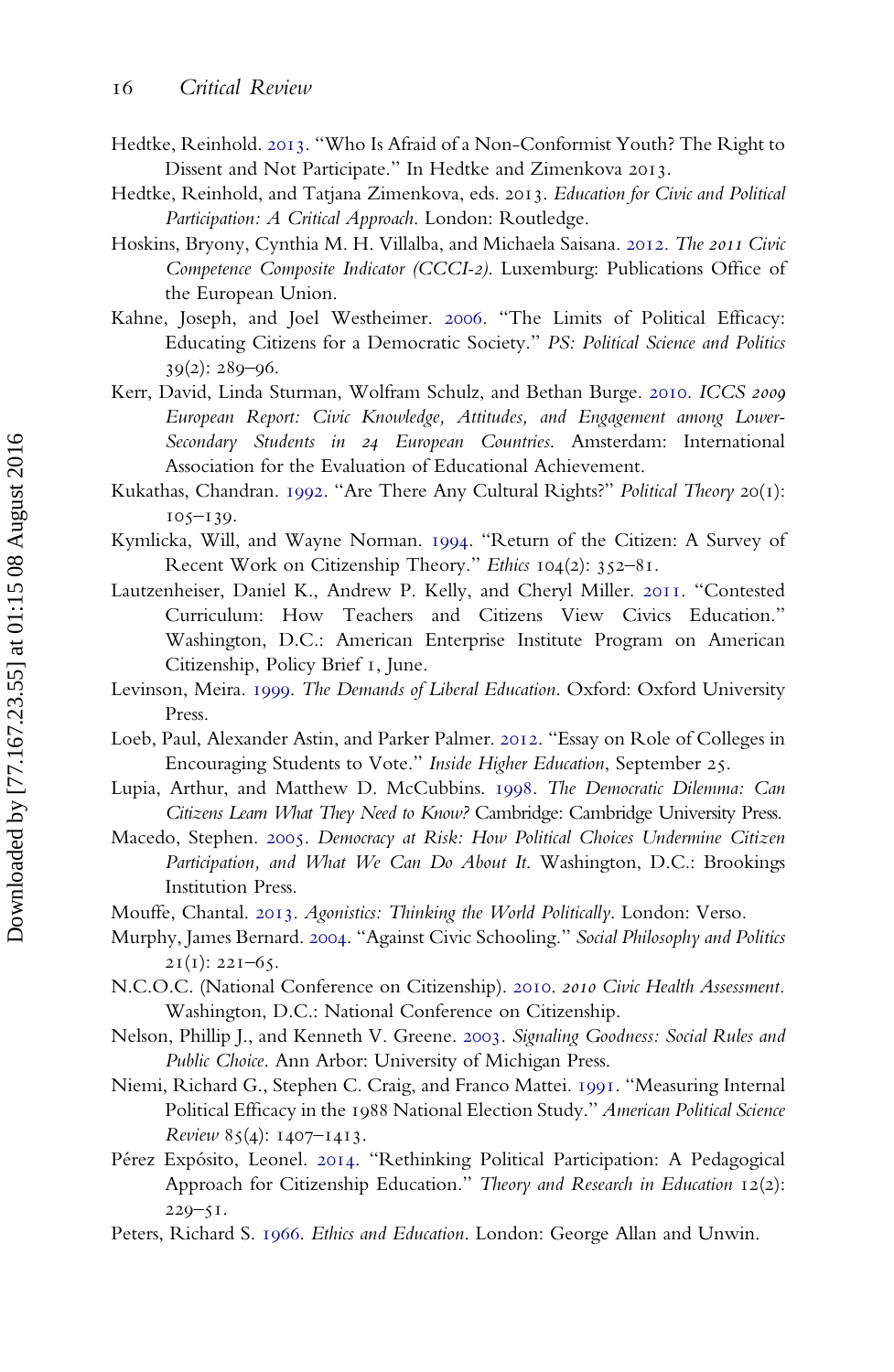Hedtke, Reinhold. 2013. "Who Is Afraid of a Non-Conformist Youth? The Right to Dissent and Not Participate." In Hedtke and Zimenkova 2013.

Hedtke, Reinhold, and Tatjana Zimenkova, eds. 2013. *Education for Civic and Political Participation: A Critical Approach*. London: Routledge.

Hoskins, Bryony, Cynthia M. H. Villalba, and Michaela Saisana. 2012. *The 2011 Civic Competence Composite Indicator (CCCI-2)*. Luxemburg: Publications Office of the European Union.

Kahne, Joseph, and Joel Westheimer. 2006. "The Limits of Political Efficacy: Educating Citizens for a Democratic Society." *PS: Political Science and Politics* 39(2): 289–96.

Kerr, David, Linda Sturman, Wolfram Schulz, and Bethan Burge. 2010. *ICCS 2009 European Report: Civic Knowledge, Attitudes, and Engagement among Lower-Secondary Students in 24 European Countries*. Amsterdam: International Association for the Evaluation of Educational Achievement.

Kukathas, Chandran. 1992. "Are There Any Cultural Rights?" *Political Theory* 20(1): 105–139.

Kymlicka, Will, and Wayne Norman. 1994. "Return of the Citizen: A Survey of Recent Work on Citizenship Theory." *Ethics* 104(2): 352–81.

Lautzenheiser, Daniel K., Andrew P. Kelly, and Cheryl Miller. 2011. "Contested Curriculum: How Teachers and Citizens View Civics Education." Washington, D.C.: American Enterprise Institute Program on American Citizenship, Policy Brief 1, June.

Levinson, Meira. 1999. *The Demands of Liberal Education*. Oxford: Oxford University Press.

Loeb, Paul, Alexander Astin, and Parker Palmer. 2012. "Essay on Role of Colleges in Encouraging Students to Vote." *Inside Higher Education*, September 25.

Lupia, Arthur, and Matthew D. McCubbins. 1998. *The Democratic Dilemma: Can Citizens Learn What They Need to Know?* Cambridge: Cambridge University Press.

Macedo, Stephen. 2005. *Democracy at Risk: How Political Choices Undermine Citizen Participation, and What We Can Do About It*. Washington, D.C.: Brookings Institution Press.

Mouffe, Chantal. 2013. *Agonistics: Thinking the World Politically*. London: Verso.

Murphy, James Bernard. 2004. "Against Civic Schooling." *Social Philosophy and Politics* 21(1): 221–65.

N.C.O.C. (National Conference on Citizenship). 2010. *2010 Civic Health Assessment*. Washington, D.C.: National Conference on Citizenship.

Nelson, Phillip J., and Kenneth V. Greene. 2003. *Signaling Goodness: Social Rules and Public Choice*. Ann Arbor: University of Michigan Press.

Niemi, Richard G., Stephen C. Craig, and Franco Mattei. 1991. "Measuring Internal Political Efficacy in the 1988 National Election Study." *American Political Science Review* 85(4): 1407–1413.

Pérez Expósito, Leonel. 2014. "Rethinking Political Participation: A Pedagogical Approach for Citizenship Education." *Theory and Research in Education* 12(2): 229–51.

Peters, Richard S. 1966. *Ethics and Education*. London: George Allan and Unwin.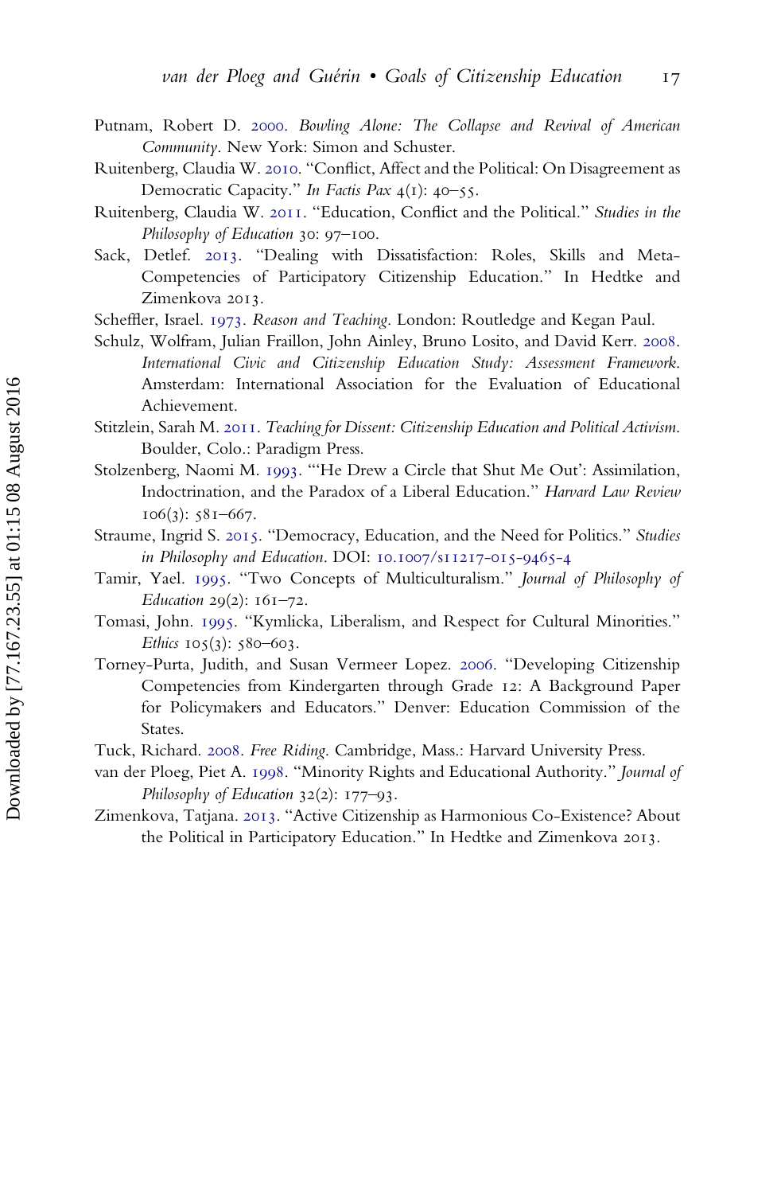Putnam, Robert D. 2000. *Bowling Alone: The Collapse and Revival of American Community*. New York: Simon and Schuster.

Ruitenberg, Claudia W. 2010. "Conflict, Affect and the Political: On Disagreement as Democratic Capacity." *In Factis Pax* 4(1): 40–55.

Ruitenberg, Claudia W. 2011. "Education, Conflict and the Political." *Studies in the Philosophy of Education* 30: 97–100.

Sack, Detlef. 2013. "Dealing with Dissatisfaction: Roles, Skills and Meta-Competencies of Participatory Citizenship Education." In Hedtke and Zimenkova 2013.

Scheffler, Israel. 1973. *Reason and Teaching*. London: Routledge and Kegan Paul.

Schulz, Wolfram, Julian Fraillon, John Ainley, Bruno Losito, and David Kerr. 2008. *International Civic and Citizenship Education Study: Assessment Framework*. Amsterdam: International Association for the Evaluation of Educational Achievement.

Stitzlein, Sarah M. 2011. *Teaching for Dissent: Citizenship Education and Political Activism*. Boulder, Colo.: Paradigm Press.

Stolzenberg, Naomi M. 1993. "'He Drew a Circle that Shut Me Out': Assimilation, Indoctrination, and the Paradox of a Liberal Education." *Harvard Law Review* 106(3): 581–667.

Straume, Ingrid S. 2015. "Democracy, Education, and the Need for Politics." *Studies in Philosophy and Education*. DOI: 10.1007/s11217-015-9465-4

Tamir, Yael. 1995. "Two Concepts of Multiculturalism." *Journal of Philosophy of Education* 29(2): 161–72.

Tomasi, John. 1995. "Kymlicka, Liberalism, and Respect for Cultural Minorities." *Ethics* 105(3): 580–603.

Torney-Purta, Judith, and Susan Vermeer Lopez. 2006. "Developing Citizenship Competencies from Kindergarten through Grade 12: A Background Paper for Policymakers and Educators." Denver: Education Commission of the States.

Tuck, Richard. 2008. *Free Riding*. Cambridge, Mass.: Harvard University Press.

van der Ploeg, Piet A. 1998. "Minority Rights and Educational Authority." *Journal of Philosophy of Education* 32(2): 177–93.

Zimenkova, Tatjana. 2013. "Active Citizenship as Harmonious Co-Existence? About the Political in Participatory Education." In Hedtke and Zimenkova 2013.